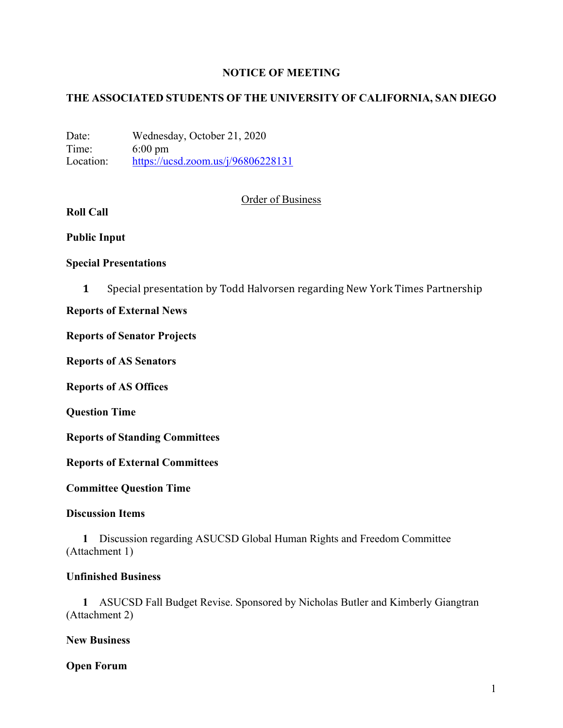# NOTICE OF MEETING

## THE ASSOCIATED STUDENTS OF THE UNIVERSITY OF CALIFORNIA, SAN DIEGO

Date: Wednesday, October 21, 2020
Time: 6:00 pm
Location: https://ucsd.zoom.us/j/96806228131

Order of Business

**Roll Call**

**Public Input**

**Special Presentations**

1 Special presentation by Todd Halvorsen regarding New York Times Partnership

**Reports of External News**

**Reports of Senator Projects**

**Reports of AS Senators**

**Reports of AS Offices**

**Question Time**

**Reports of Standing Committees**

**Reports of External Committees**

**Committee Question Time**

**Discussion Items**

1 Discussion regarding ASUCSD Global Human Rights and Freedom Committee (Attachment 1)

**Unfinished Business**

1 ASUCSD Fall Budget Revise. Sponsored by Nicholas Butler and Kimberly Giangtran (Attachment 2)

**New Business**

**Open Forum**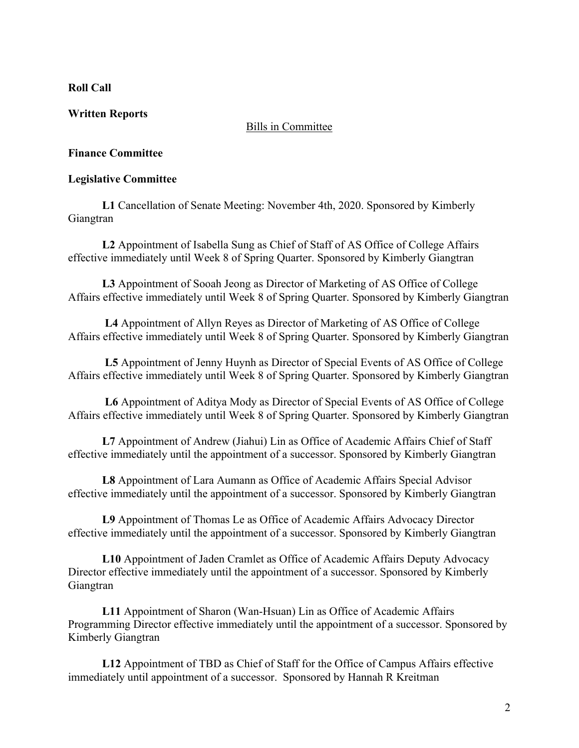**Roll Call**

**Written Reports**

Bills in Committee

**Finance Committee**

**Legislative Committee**

**L1** Cancellation of Senate Meeting: November 4th, 2020. Sponsored by Kimberly Giangtran

**L2** Appointment of Isabella Sung as Chief of Staff of AS Office of College Affairs effective immediately until Week 8 of Spring Quarter. Sponsored by Kimberly Giangtran

**L3** Appointment of Sooah Jeong as Director of Marketing of AS Office of College Affairs effective immediately until Week 8 of Spring Quarter. Sponsored by Kimberly Giangtran

**L4** Appointment of Allyn Reyes as Director of Marketing of AS Office of College Affairs effective immediately until Week 8 of Spring Quarter. Sponsored by Kimberly Giangtran

**L5** Appointment of Jenny Huynh as Director of Special Events of AS Office of College Affairs effective immediately until Week 8 of Spring Quarter. Sponsored by Kimberly Giangtran

**L6** Appointment of Aditya Mody as Director of Special Events of AS Office of College Affairs effective immediately until Week 8 of Spring Quarter. Sponsored by Kimberly Giangtran

**L7** Appointment of Andrew (Jiahui) Lin as Office of Academic Affairs Chief of Staff effective immediately until the appointment of a successor. Sponsored by Kimberly Giangtran

**L8** Appointment of Lara Aumann as Office of Academic Affairs Special Advisor effective immediately until the appointment of a successor. Sponsored by Kimberly Giangtran

**L9** Appointment of Thomas Le as Office of Academic Affairs Advocacy Director effective immediately until the appointment of a successor. Sponsored by Kimberly Giangtran

**L10** Appointment of Jaden Cramlet as Office of Academic Affairs Deputy Advocacy Director effective immediately until the appointment of a successor. Sponsored by Kimberly Giangtran

**L11** Appointment of Sharon (Wan-Hsuan) Lin as Office of Academic Affairs Programming Director effective immediately until the appointment of a successor. Sponsored by Kimberly Giangtran

**L12** Appointment of TBD as Chief of Staff for the Office of Campus Affairs effective immediately until appointment of a successor. Sponsored by Hannah R Kreitman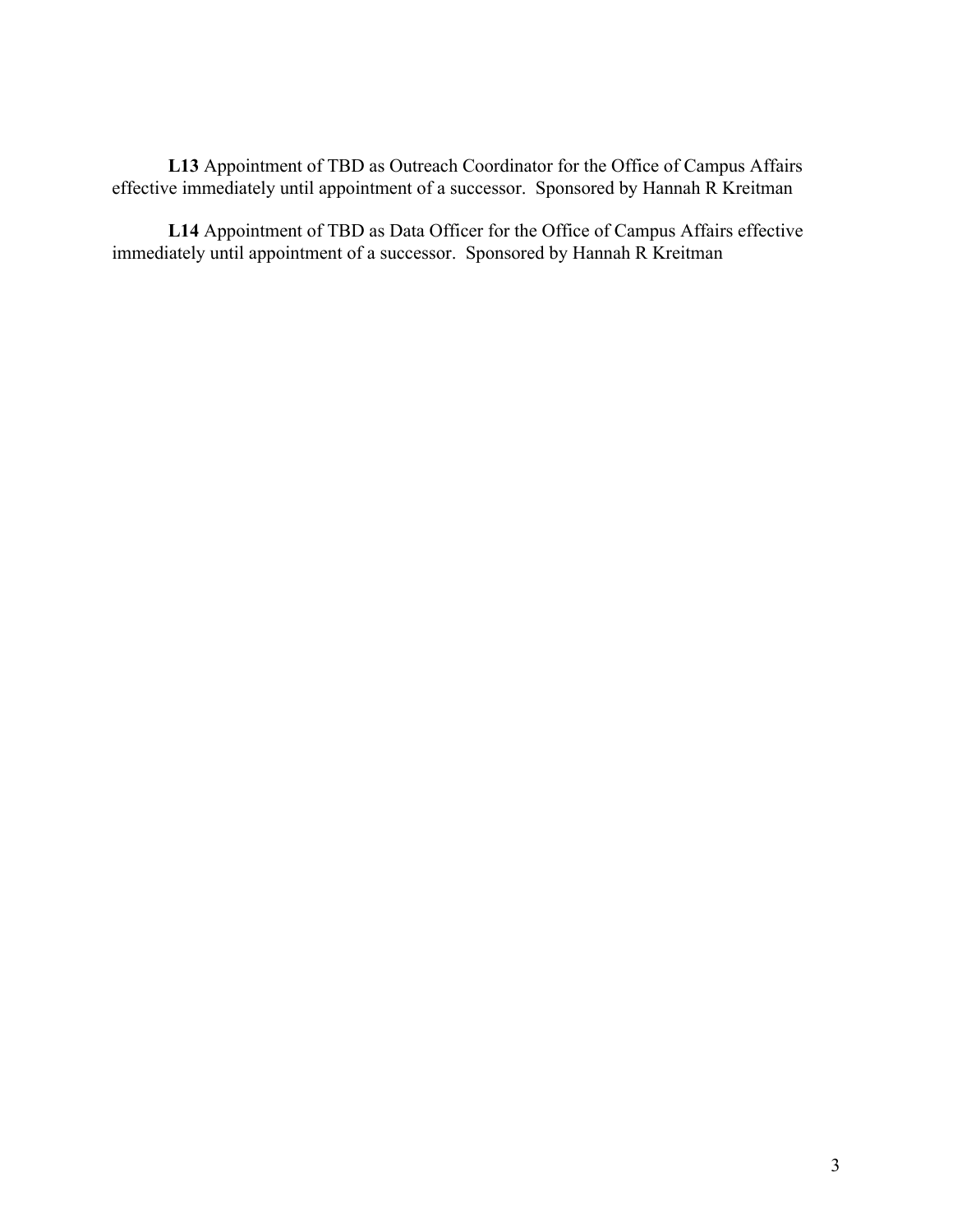**L13** Appointment of TBD as Outreach Coordinator for the Office of Campus Affairs effective immediately until appointment of a successor. Sponsored by Hannah R Kreitman

**L14** Appointment of TBD as Data Officer for the Office of Campus Affairs effective immediately until appointment of a successor. Sponsored by Hannah R Kreitman